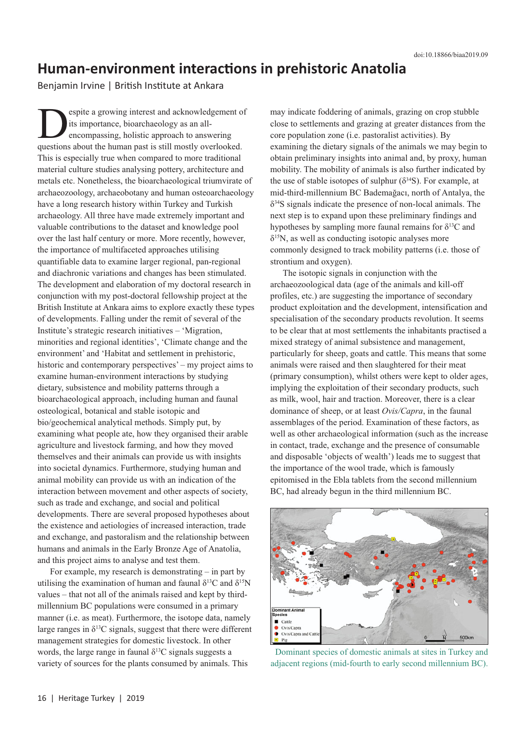doi:10.18866/biaa2019.09

# Human-environment interactions in prehistoric Anatolia

Benjamin Irvine | British Institute at Ankara

Despite a growing interest and acknowledgement of its importance, bioarchaeology as an all-encompassing, holistic approach to answering questions about the human past is still mostly overlooked. This is especially true when compared to more traditional material culture studies analysing pottery, architecture and metals etc. Nonetheless, the bioarchaeological triumvirate of archaeozoology, archaeobotany and human osteoarchaeology have a long research history within Turkey and Turkish archaeology. All three have made extremely important and valuable contributions to the dataset and knowledge pool over the last half century or more. More recently, however, the importance of multifaceted approaches utilising quantifiable data to examine larger regional, pan-regional and diachronic variations and changes has been stimulated. The development and elaboration of my doctoral research in conjunction with my post-doctoral fellowship project at the British Institute at Ankara aims to explore exactly these types of developments. Falling under the remit of several of the Institute's strategic research initiatives – 'Migration, minorities and regional identities', 'Climate change and the environment' and 'Habitat and settlement in prehistoric, historic and contemporary perspectives' – my project aims to examine human-environment interactions by studying dietary, subsistence and mobility patterns through a bioarchaeological approach, including human and faunal osteological, botanical and stable isotopic and bio/geochemical analytical methods. Simply put, by examining what people ate, how they organised their arable agriculture and livestock farming, and how they moved themselves and their animals can provide us with insights into societal dynamics. Furthermore, studying human and animal mobility can provide us with an indication of the interaction between movement and other aspects of society, such as trade and exchange, and social and political developments. There are several proposed hypotheses about the existence and aetiologies of increased interaction, trade and exchange, and pastoralism and the relationship between humans and animals in the Early Bronze Age of Anatolia, and this project aims to analyse and test them.

For example, my research is demonstrating – in part by utilising the examination of human and faunal $\delta^{13}C$ and $\delta^{15}N$ values – that not all of the animals raised and kept by third-millennium BC populations were consumed in a primary manner (i.e. as meat). Furthermore, the isotope data, namely large ranges in $\delta^{13}C$ signals, suggest that there were different management strategies for domestic livestock. In other words, the large range in faunal $\delta^{13}C$ signals suggests a variety of sources for the plants consumed by animals. This may indicate foddering of animals, grazing on crop stubble close to settlements and grazing at greater distances from the core population zone (i.e. pastoralist activities). By examining the dietary signals of the animals we may begin to obtain preliminary insights into animal and, by proxy, human mobility. The mobility of animals is also further indicated by the use of stable isotopes of sulphur ($\delta^{34}S$). For example, at mid-third-millennium BC Bademağacı, north of Antalya, the $\delta^{34}S$ signals indicate the presence of non-local animals. The next step is to expand upon these preliminary findings and hypotheses by sampling more faunal remains for $\delta^{13}C$ and $\delta^{15}N$, as well as conducting isotopic analyses more commonly designed to track mobility patterns (i.e. those of strontium and oxygen).

The isotopic signals in conjunction with the archaeozoological data (age of the animals and kill-off profiles, etc.) are suggesting the importance of secondary product exploitation and the development, intensification and specialisation of the secondary products revolution. It seems to be clear that at most settlements the inhabitants practised a mixed strategy of animal subsistence and management, particularly for sheep, goats and cattle. This means that some animals were raised and then slaughtered for their meat (primary consumption), whilst others were kept to older ages, implying the exploitation of their secondary products, such as milk, wool, hair and traction. Moreover, there is a clear dominance of sheep, or at least *Ovis/Capra*, in the faunal assemblages of the period. Examination of these factors, as well as other archaeological information (such as the increase in contact, trade, exchange and the presence of consumable and disposable 'objects of wealth') leads me to suggest that the importance of the wool trade, which is famously epitomised in the Ebla tablets from the second millennium BC, had already begun in the third millennium BC.

Dominant species of domestic animals at sites in Turkey and adjacent regions (mid-fourth to early second millennium BC).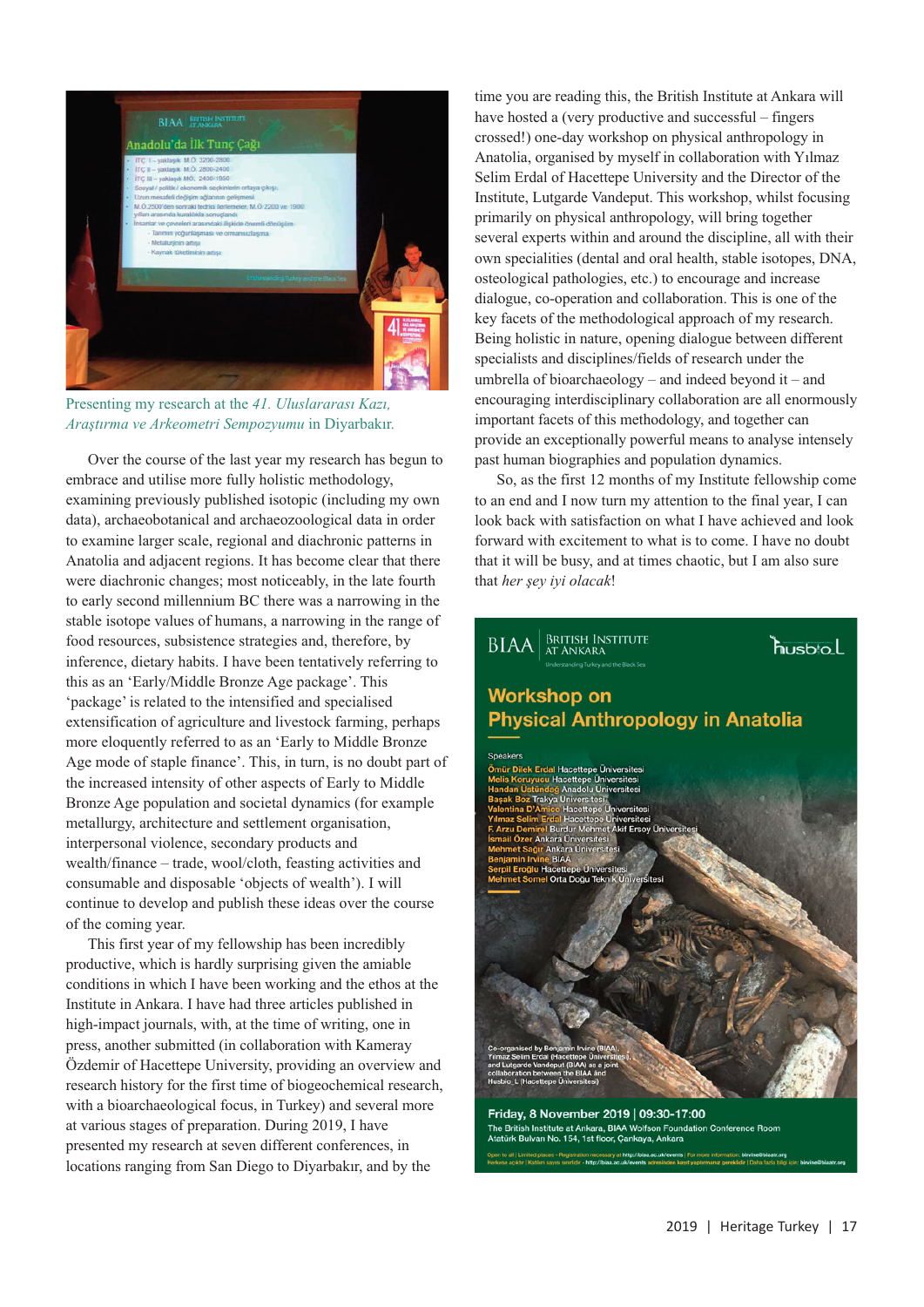Presenting my research at the *41. Uluslararası Kazı, Araştırma ve Arkeometri Sempozyumu* in Diyarbakır.

Over the course of the last year my research has begun to embrace and utilise more fully holistic methodology, examining previously published isotopic (including my own data), archaeobotanical and archaeozoological data in order to examine larger scale, regional and diachronic patterns in Anatolia and adjacent regions. It has become clear that there were diachronic changes; most noticeably, in the late fourth to early second millennium BC there was a narrowing in the stable isotope values of humans, a narrowing in the range of food resources, subsistence strategies and, therefore, by inference, dietary habits. I have been tentatively referring to this as an 'Early/Middle Bronze Age package'. This 'package' is related to the intensified and specialised extensification of agriculture and livestock farming, perhaps more eloquently referred to as an 'Early to Middle Bronze Age mode of staple finance'. This, in turn, is no doubt part of the increased intensity of other aspects of Early to Middle Bronze Age population and societal dynamics (for example metallurgy, architecture and settlement organisation, interpersonal violence, secondary products and wealth/finance – trade, wool/cloth, feasting activities and consumable and disposable 'objects of wealth'). I will continue to develop and publish these ideas over the course of the coming year.

This first year of my fellowship has been incredibly productive, which is hardly surprising given the amiable conditions in which I have been working and the ethos at the Institute in Ankara. I have had three articles published in high-impact journals, with, at the time of writing, one in press, another submitted (in collaboration with Kameray Özdemir of Hacettepe University, providing an overview and research history for the first time of biogeochemical research, with a bioarchaeological focus, in Turkey) and several more at various stages of preparation. During 2019, I have presented my research at seven different conferences, in locations ranging from San Diego to Diyarbakır, and by the time you are reading this, the British Institute at Ankara will have hosted a (very productive and successful – fingers crossed!) one-day workshop on physical anthropology in Anatolia, organised by myself in collaboration with Yılmaz Selim Erdal of Hacettepe University and the Director of the Institute, Lutgarde Vandeput. This workshop, whilst focusing primarily on physical anthropology, will bring together several experts within and around the discipline, all with their own specialities (dental and oral health, stable isotopes, DNA, osteological pathologies, etc.) to encourage and increase dialogue, co-operation and collaboration. This is one of the key facets of the methodological approach of my research. Being holistic in nature, opening dialogue between different specialists and disciplines/fields of research under the umbrella of bioarchaeology – and indeed beyond it – and encouraging interdisciplinary collaboration are all enormously important facets of this methodology, and together can provide an exceptionally powerful means to analyse intensely past human biographies and population dynamics.

So, as the first 12 months of my Institute fellowship come to an end and I now turn my attention to the final year, I can look back with satisfaction on what I have achieved and look forward with excitement to what is to come. I have no doubt that it will be busy, and at times chaotic, but I am also sure that *her şey iyi olacak*!